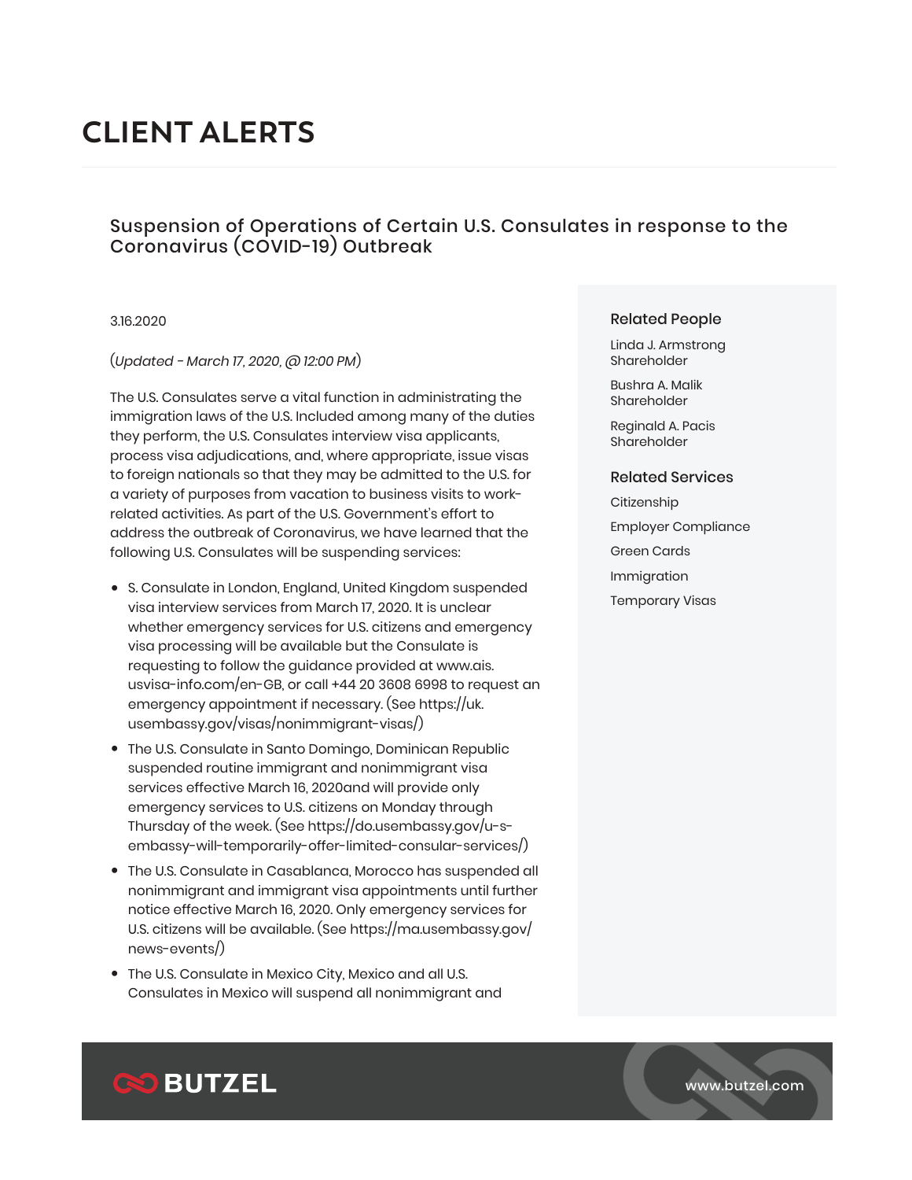# CLIENT ALERTS

## Suspension of Operations of Certain U.S. Consulates in response to the Coronavirus (COVID-19) Outbreak

3.16.2020

*(Updated - March 17, 2020, @ 12:00 PM)*

The U.S. Consulates serve a vital function in administrating the immigration laws of the U.S. Included among many of the duties they perform, the U.S. Consulates interview visa applicants, process visa adjudications, and, where appropriate, issue visas to foreign nationals so that they may be admitted to the U.S. for a variety of purposes from vacation to business visits to work-related activities. As part of the U.S. Government's effort to address the outbreak of Coronavirus, we have learned that the following U.S. Consulates will be suspending services:

- S. Consulate in London, England, United Kingdom suspended visa interview services from March 17, 2020. It is unclear whether emergency services for U.S. citizens and emergency visa processing will be available but the Consulate is requesting to follow the guidance provided at www.ais.usvisa-info.com/en-GB, or call +44 20 3608 6998 to request an emergency appointment if necessary. (See https://uk.usembassy.gov/visas/nonimmigrant-visas/)
- The U.S. Consulate in Santo Domingo, Dominican Republic suspended routine immigrant and nonimmigrant visa services effective March 16, 2020and will provide only emergency services to U.S. citizens on Monday through Thursday of the week. (See https://do.usembassy.gov/u-s-embassy-will-temporarily-offer-limited-consular-services/)
- The U.S. Consulate in Casablanca, Morocco has suspended all nonimmigrant and immigrant visa appointments until further notice effective March 16, 2020. Only emergency services for U.S. citizens will be available. (See https://ma.usembassy.gov/news-events/)
- The U.S. Consulate in Mexico City, Mexico and all U.S. Consulates in Mexico will suspend all nonimmigrant and

### Related People

Linda J. Armstrong
Shareholder

Bushra A. Malik
Shareholder

Reginald A. Pacis
Shareholder

### Related Services

Citizenship

Employer Compliance

Green Cards

Immigration

Temporary Visas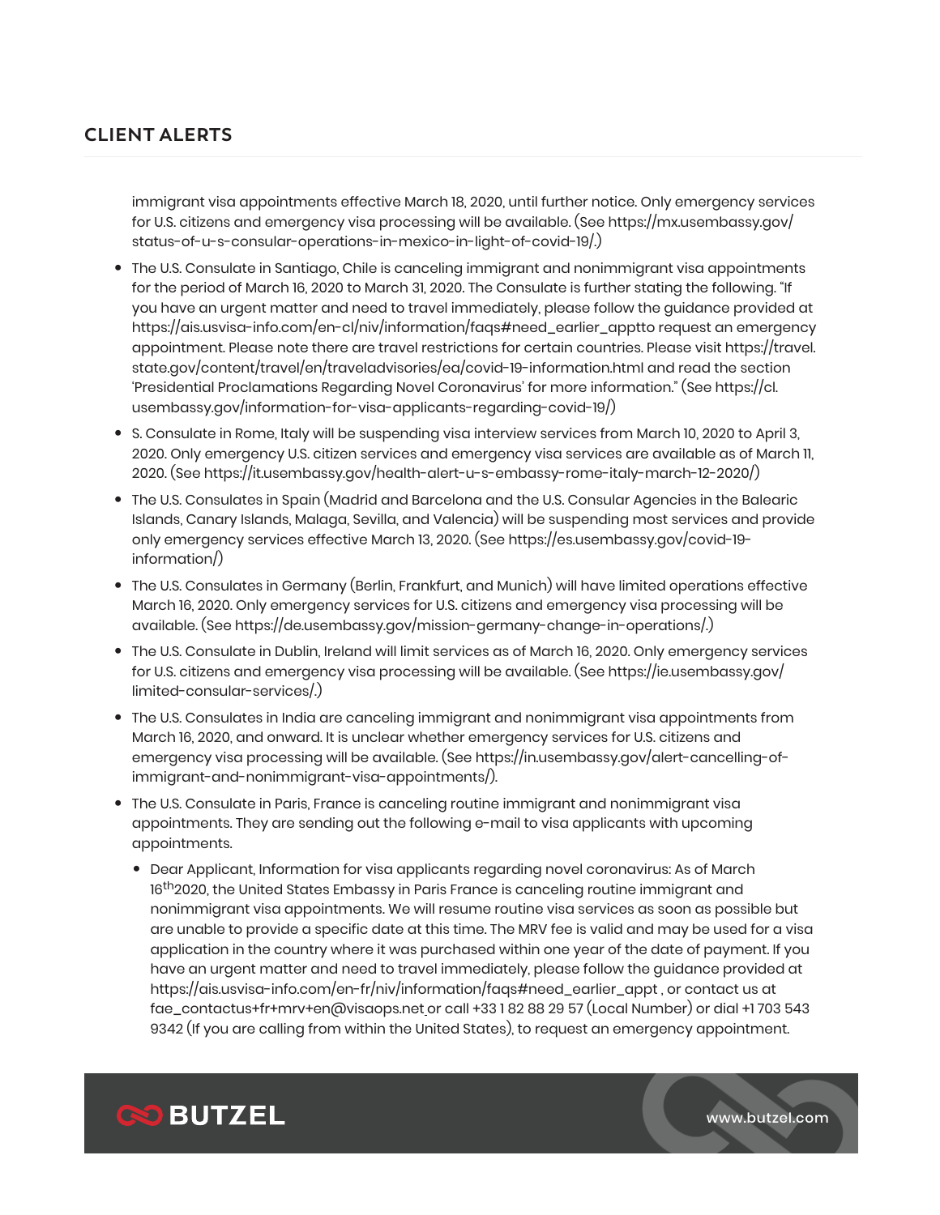immigrant visa appointments effective March 18, 2020, until further notice. Only emergency services for U.S. citizens and emergency visa processing will be available. (See https://mx.usembassy.gov/status-of-u-s-consular-operations-in-mexico-in-light-of-covid-19/.)

- The U.S. Consulate in Santiago, Chile is canceling immigrant and nonimmigrant visa appointments for the period of March 16, 2020 to March 31, 2020. The Consulate is further stating the following. "If you have an urgent matter and need to travel immediately, please follow the guidance provided at https://ais.usvisa-info.com/en-cl/niv/information/faqs#need_earlier_apptto request an emergency appointment. Please note there are travel restrictions for certain countries. Please visit https://travel.state.gov/content/travel/en/traveladvisories/ea/covid-19-information.html and read the section 'Presidential Proclamations Regarding Novel Coronavirus' for more information." (See https://cl.usembassy.gov/information-for-visa-applicants-regarding-covid-19/)
- S. Consulate in Rome, Italy will be suspending visa interview services from March 10, 2020 to April 3, 2020. Only emergency U.S. citizen services and emergency visa services are available as of March 11, 2020. (See https://it.usembassy.gov/health-alert-u-s-embassy-rome-italy-march-12-2020/)
- The U.S. Consulates in Spain (Madrid and Barcelona and the U.S. Consular Agencies in the Balearic Islands, Canary Islands, Malaga, Sevilla, and Valencia) will be suspending most services and provide only emergency services effective March 13, 2020. (See https://es.usembassy.gov/covid-19-information/)
- The U.S. Consulates in Germany (Berlin, Frankfurt, and Munich) will have limited operations effective March 16, 2020. Only emergency services for U.S. citizens and emergency visa processing will be available. (See https://de.usembassy.gov/mission-germany-change-in-operations/.)
- The U.S. Consulate in Dublin, Ireland will limit services as of March 16, 2020. Only emergency services for U.S. citizens and emergency visa processing will be available. (See https://ie.usembassy.gov/limited-consular-services/.)
- The U.S. Consulates in India are canceling immigrant and nonimmigrant visa appointments from March 16, 2020, and onward. It is unclear whether emergency services for U.S. citizens and emergency visa processing will be available. (See https://in.usembassy.gov/alert-cancelling-of-immigrant-and-nonimmigrant-visa-appointments/).
- The U.S. Consulate in Paris, France is canceling routine immigrant and nonimmigrant visa appointments. They are sending out the following e-mail to visa applicants with upcoming appointments.
  - Dear Applicant, Information for visa applicants regarding novel coronavirus: As of March 16th2020, the United States Embassy in Paris France is canceling routine immigrant and nonimmigrant visa appointments. We will resume routine visa services as soon as possible but are unable to provide a specific date at this time. The MRV fee is valid and may be used for a visa application in the country where it was purchased within one year of the date of payment. If you have an urgent matter and need to travel immediately, please follow the guidance provided at https://ais.usvisa-info.com/en-fr/niv/information/faqs#need_earlier_appt , or contact us at fae_contactus+fr+mrv+en@visaops.net or call +33 1 82 88 29 57 (Local Number) or dial +1 703 543 9342 (If you are calling from within the United States), to request an emergency appointment.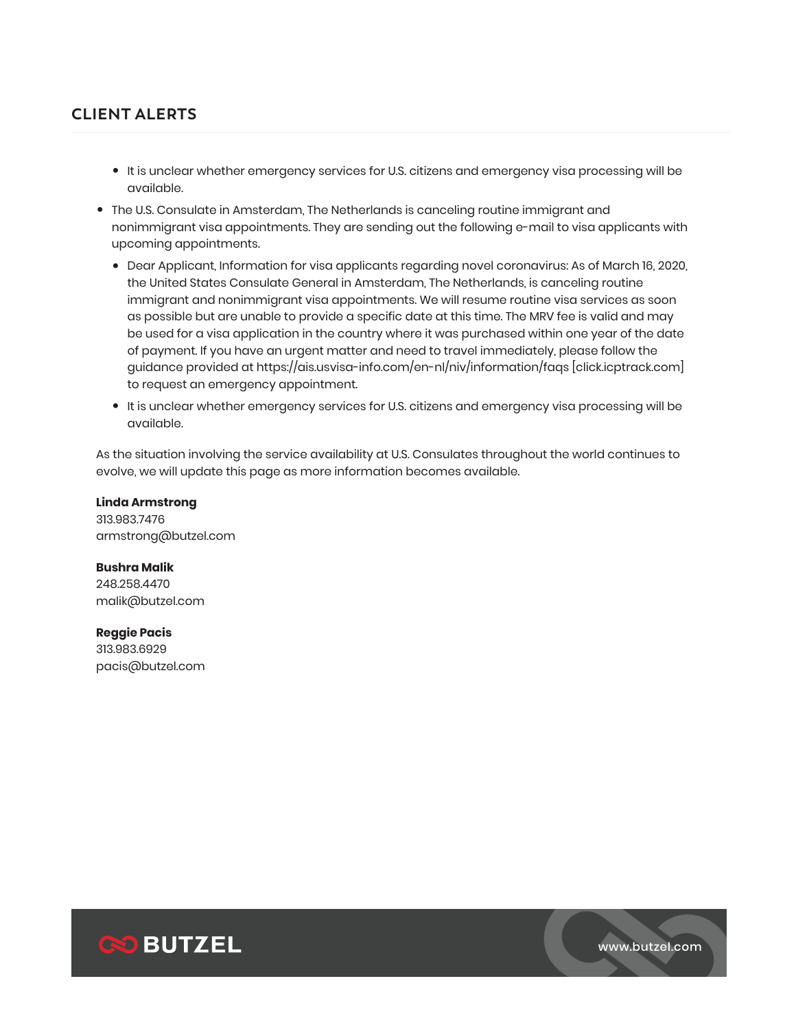- It is unclear whether emergency services for U.S. citizens and emergency visa processing will be available.

- The U.S. Consulate in Amsterdam, The Netherlands is canceling routine immigrant and nonimmigrant visa appointments. They are sending out the following e-mail to visa applicants with upcoming appointments.
  - Dear Applicant, Information for visa applicants regarding novel coronavirus: As of March 16, 2020, the United States Consulate General in Amsterdam, The Netherlands, is canceling routine immigrant and nonimmigrant visa appointments. We will resume routine visa services as soon as possible but are unable to provide a specific date at this time. The MRV fee is valid and may be used for a visa application in the country where it was purchased within one year of the date of payment. If you have an urgent matter and need to travel immediately, please follow the guidance provided at https://ais.usvisa-info.com/en-nl/niv/information/faqs [click.icptrack.com] to request an emergency appointment.
  - It is unclear whether emergency services for U.S. citizens and emergency visa processing will be available.

As the situation involving the service availability at U.S. Consulates throughout the world continues to evolve, we will update this page as more information becomes available.

**Linda Armstrong**
313.983.7476
armstrong@butzel.com

**Bushra Malik**
248.258.4470
malik@butzel.com

**Reggie Pacis**
313.983.6929
pacis@butzel.com